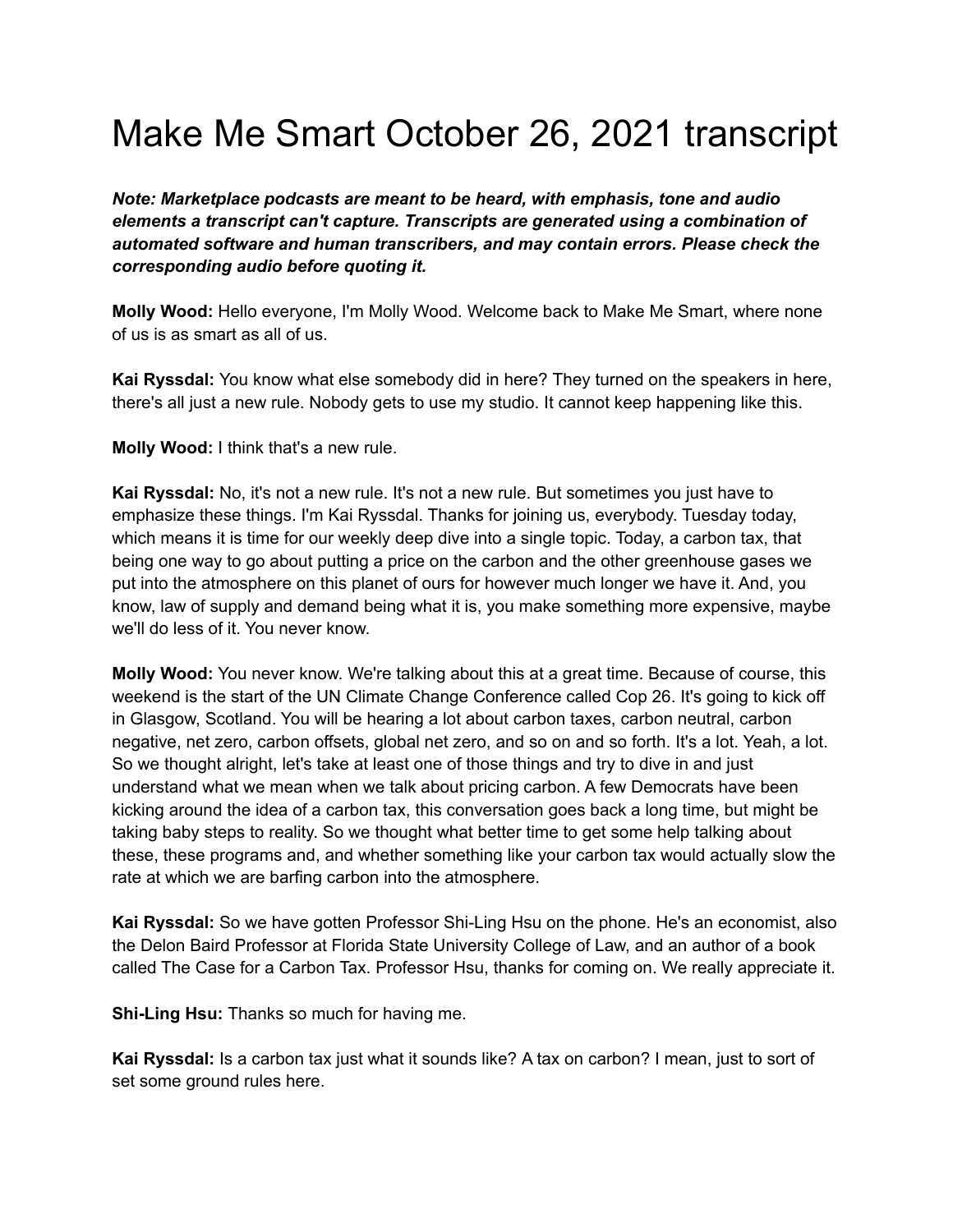# Make Me Smart October 26, 2021 transcript

***Note: Marketplace podcasts are meant to be heard, with emphasis, tone and audio elements a transcript can't capture. Transcripts are generated using a combination of automated software and human transcribers, and may contain errors. Please check the corresponding audio before quoting it.***

**Molly Wood:** Hello everyone, I'm Molly Wood. Welcome back to Make Me Smart, where none of us is as smart as all of us.

**Kai Ryssdal:** You know what else somebody did in here? They turned on the speakers in here, there's all just a new rule. Nobody gets to use my studio. It cannot keep happening like this.

**Molly Wood:** I think that's a new rule.

**Kai Ryssdal:** No, it's not a new rule. It's not a new rule. But sometimes you just have to emphasize these things. I'm Kai Ryssdal. Thanks for joining us, everybody. Tuesday today, which means it is time for our weekly deep dive into a single topic. Today, a carbon tax, that being one way to go about putting a price on the carbon and the other greenhouse gases we put into the atmosphere on this planet of ours for however much longer we have it. And, you know, law of supply and demand being what it is, you make something more expensive, maybe we'll do less of it. You never know.

**Molly Wood:** You never know. We're talking about this at a great time. Because of course, this weekend is the start of the UN Climate Change Conference called Cop 26. It's going to kick off in Glasgow, Scotland. You will be hearing a lot about carbon taxes, carbon neutral, carbon negative, net zero, carbon offsets, global net zero, and so on and so forth. It's a lot. Yeah, a lot. So we thought alright, let's take at least one of those things and try to dive in and just understand what we mean when we talk about pricing carbon. A few Democrats have been kicking around the idea of a carbon tax, this conversation goes back a long time, but might be taking baby steps to reality. So we thought what better time to get some help talking about these, these programs and, and whether something like your carbon tax would actually slow the rate at which we are barfing carbon into the atmosphere.

**Kai Ryssdal:** So we have gotten Professor Shi-Ling Hsu on the phone. He's an economist, also the Delon Baird Professor at Florida State University College of Law, and an author of a book called The Case for a Carbon Tax. Professor Hsu, thanks for coming on. We really appreciate it.

**Shi-Ling Hsu:** Thanks so much for having me.

**Kai Ryssdal:** Is a carbon tax just what it sounds like? A tax on carbon? I mean, just to sort of set some ground rules here.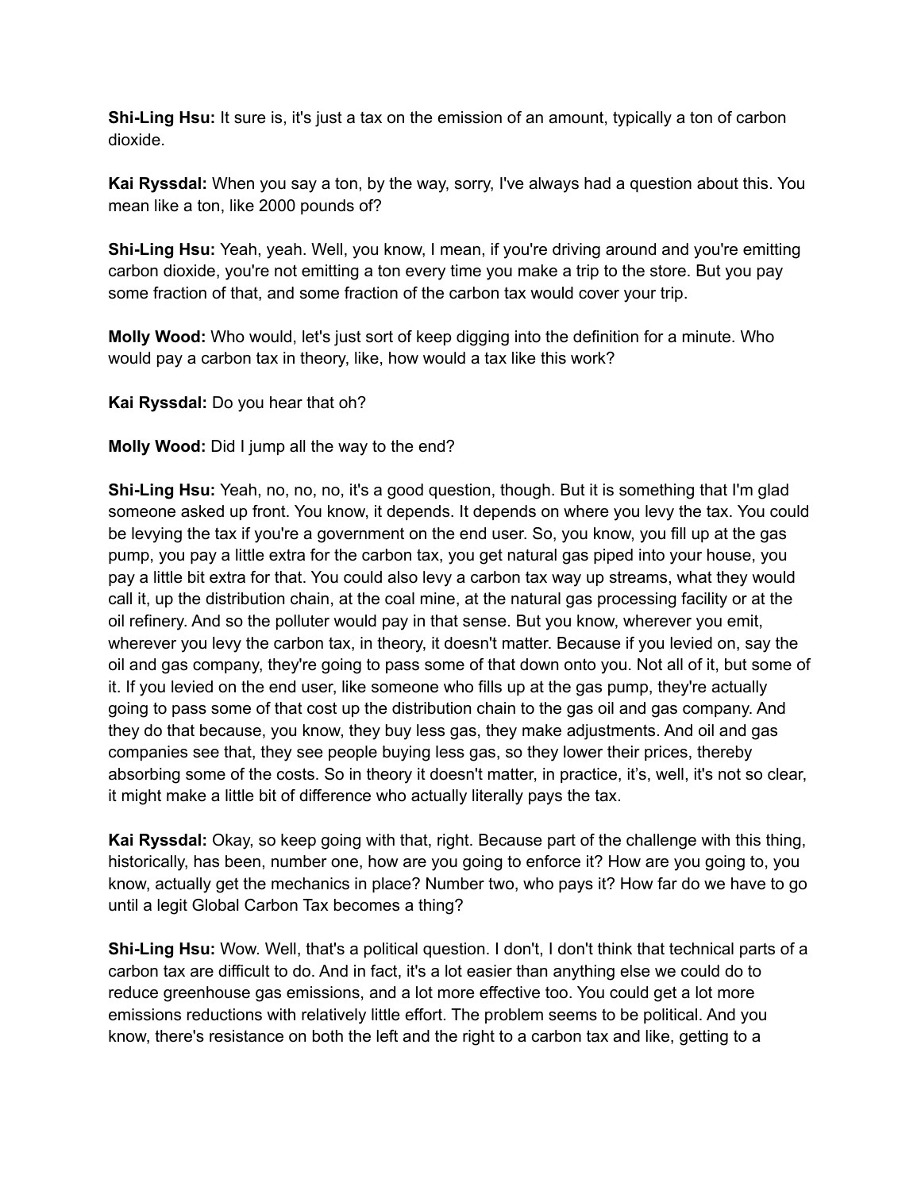**Shi-Ling Hsu:** It sure is, it's just a tax on the emission of an amount, typically a ton of carbon dioxide.

**Kai Ryssdal:** When you say a ton, by the way, sorry, I've always had a question about this. You mean like a ton, like 2000 pounds of?

**Shi-Ling Hsu:** Yeah, yeah. Well, you know, I mean, if you're driving around and you're emitting carbon dioxide, you're not emitting a ton every time you make a trip to the store. But you pay some fraction of that, and some fraction of the carbon tax would cover your trip.

**Molly Wood:** Who would, let's just sort of keep digging into the definition for a minute. Who would pay a carbon tax in theory, like, how would a tax like this work?

**Kai Ryssdal:** Do you hear that oh?

**Molly Wood:** Did I jump all the way to the end?

**Shi-Ling Hsu:** Yeah, no, no, no, it's a good question, though. But it is something that I'm glad someone asked up front. You know, it depends. It depends on where you levy the tax. You could be levying the tax if you're a government on the end user. So, you know, you fill up at the gas pump, you pay a little extra for the carbon tax, you get natural gas piped into your house, you pay a little bit extra for that. You could also levy a carbon tax way up streams, what they would call it, up the distribution chain, at the coal mine, at the natural gas processing facility or at the oil refinery. And so the polluter would pay in that sense. But you know, wherever you emit, wherever you levy the carbon tax, in theory, it doesn't matter. Because if you levied on, say the oil and gas company, they're going to pass some of that down onto you. Not all of it, but some of it. If you levied on the end user, like someone who fills up at the gas pump, they're actually going to pass some of that cost up the distribution chain to the gas oil and gas company. And they do that because, you know, they buy less gas, they make adjustments. And oil and gas companies see that, they see people buying less gas, so they lower their prices, thereby absorbing some of the costs. So in theory it doesn't matter, in practice, it's, well, it's not so clear, it might make a little bit of difference who actually literally pays the tax.

**Kai Ryssdal:** Okay, so keep going with that, right. Because part of the challenge with this thing, historically, has been, number one, how are you going to enforce it? How are you going to, you know, actually get the mechanics in place? Number two, who pays it? How far do we have to go until a legit Global Carbon Tax becomes a thing?

**Shi-Ling Hsu:** Wow. Well, that's a political question. I don't, I don't think that technical parts of a carbon tax are difficult to do. And in fact, it's a lot easier than anything else we could do to reduce greenhouse gas emissions, and a lot more effective too. You could get a lot more emissions reductions with relatively little effort. The problem seems to be political. And you know, there's resistance on both the left and the right to a carbon tax and like, getting to a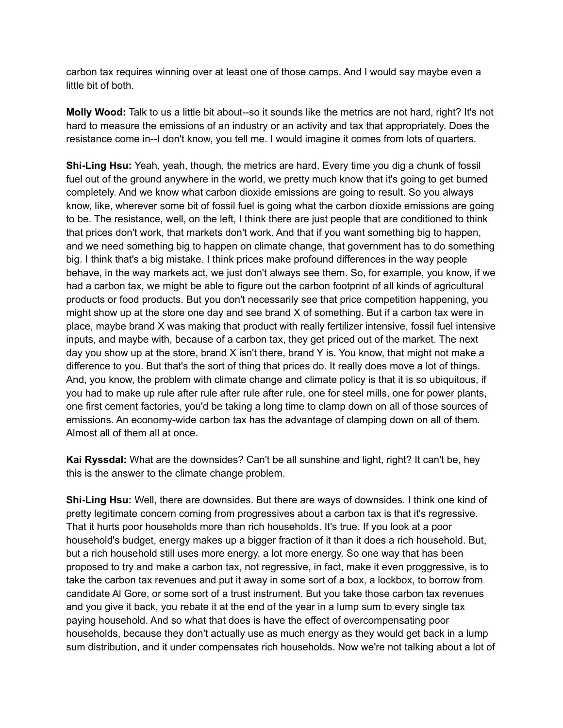carbon tax requires winning over at least one of those camps. And I would say maybe even a little bit of both.

**Molly Wood:** Talk to us a little bit about--so it sounds like the metrics are not hard, right? It's not hard to measure the emissions of an industry or an activity and tax that appropriately. Does the resistance come in--I don't know, you tell me. I would imagine it comes from lots of quarters.

**Shi-Ling Hsu:** Yeah, yeah, though, the metrics are hard. Every time you dig a chunk of fossil fuel out of the ground anywhere in the world, we pretty much know that it's going to get burned completely. And we know what carbon dioxide emissions are going to result. So you always know, like, wherever some bit of fossil fuel is going what the carbon dioxide emissions are going to be. The resistance, well, on the left, I think there are just people that are conditioned to think that prices don't work, that markets don't work. And that if you want something big to happen, and we need something big to happen on climate change, that government has to do something big. I think that's a big mistake. I think prices make profound differences in the way people behave, in the way markets act, we just don't always see them. So, for example, you know, if we had a carbon tax, we might be able to figure out the carbon footprint of all kinds of agricultural products or food products. But you don't necessarily see that price competition happening, you might show up at the store one day and see brand X of something. But if a carbon tax were in place, maybe brand X was making that product with really fertilizer intensive, fossil fuel intensive inputs, and maybe with, because of a carbon tax, they get priced out of the market. The next day you show up at the store, brand X isn't there, brand Y is. You know, that might not make a difference to you. But that's the sort of thing that prices do. It really does move a lot of things. And, you know, the problem with climate change and climate policy is that it is so ubiquitous, if you had to make up rule after rule after rule after rule, one for steel mills, one for power plants, one first cement factories, you'd be taking a long time to clamp down on all of those sources of emissions. An economy-wide carbon tax has the advantage of clamping down on all of them. Almost all of them all at once.

**Kai Ryssdal:** What are the downsides? Can't be all sunshine and light, right? It can't be, hey this is the answer to the climate change problem.

**Shi-Ling Hsu:** Well, there are downsides. But there are ways of downsides. I think one kind of pretty legitimate concern coming from progressives about a carbon tax is that it's regressive. That it hurts poor households more than rich households. It's true. If you look at a poor household's budget, energy makes up a bigger fraction of it than it does a rich household. But, but a rich household still uses more energy, a lot more energy. So one way that has been proposed to try and make a carbon tax, not regressive, in fact, make it even proggressive, is to take the carbon tax revenues and put it away in some sort of a box, a lockbox, to borrow from candidate Al Gore, or some sort of a trust instrument. But you take those carbon tax revenues and you give it back, you rebate it at the end of the year in a lump sum to every single tax paying household. And so what that does is have the effect of overcompensating poor households, because they don't actually use as much energy as they would get back in a lump sum distribution, and it under compensates rich households. Now we're not talking about a lot of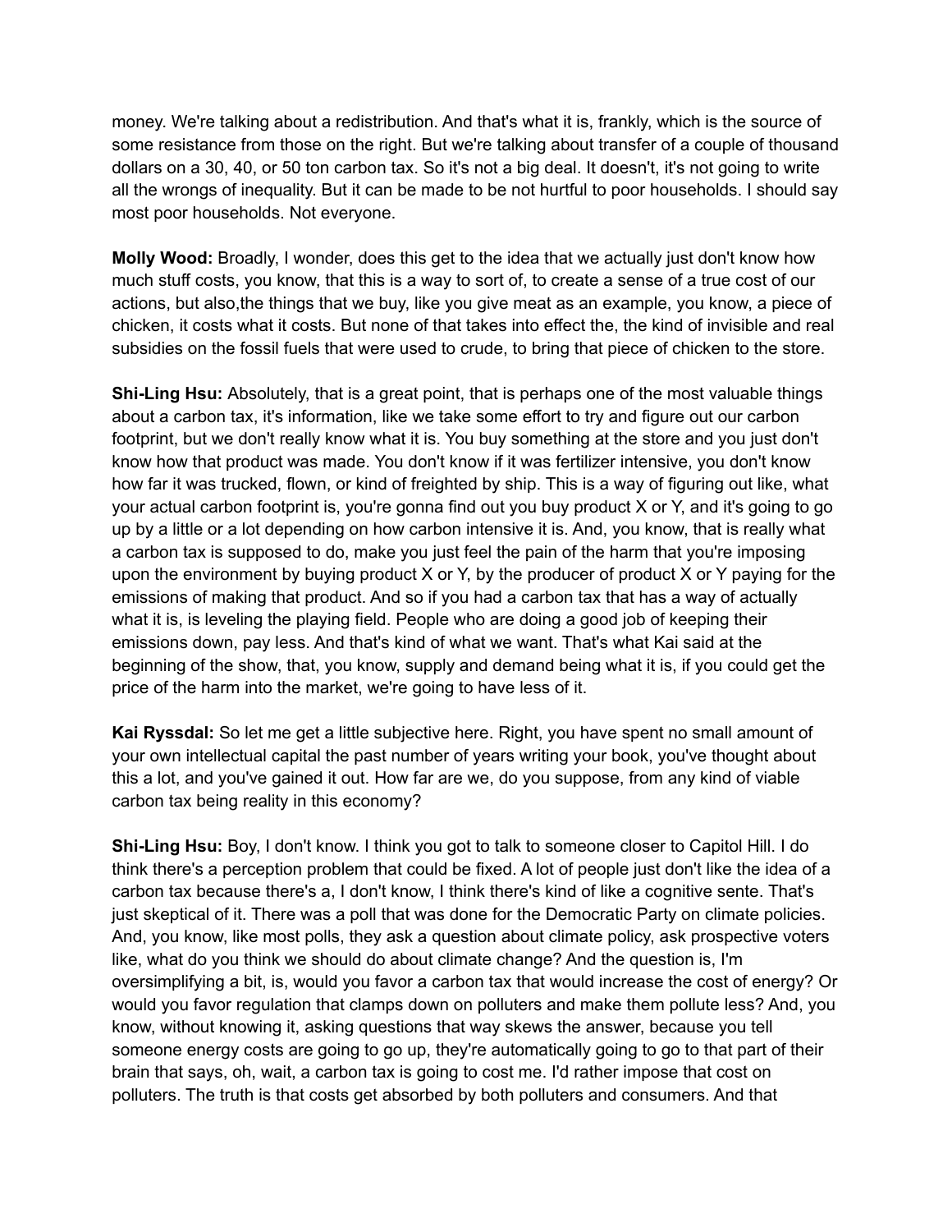money. We're talking about a redistribution. And that's what it is, frankly, which is the source of some resistance from those on the right. But we're talking about transfer of a couple of thousand dollars on a 30, 40, or 50 ton carbon tax. So it's not a big deal. It doesn't, it's not going to write all the wrongs of inequality. But it can be made to be not hurtful to poor households. I should say most poor households. Not everyone.

**Molly Wood:** Broadly, I wonder, does this get to the idea that we actually just don't know how much stuff costs, you know, that this is a way to sort of, to create a sense of a true cost of our actions, but also,the things that we buy, like you give meat as an example, you know, a piece of chicken, it costs what it costs. But none of that takes into effect the, the kind of invisible and real subsidies on the fossil fuels that were used to crude, to bring that piece of chicken to the store.

**Shi-Ling Hsu:** Absolutely, that is a great point, that is perhaps one of the most valuable things about a carbon tax, it's information, like we take some effort to try and figure out our carbon footprint, but we don't really know what it is. You buy something at the store and you just don't know how that product was made. You don't know if it was fertilizer intensive, you don't know how far it was trucked, flown, or kind of freighted by ship. This is a way of figuring out like, what your actual carbon footprint is, you're gonna find out you buy product X or Y, and it's going to go up by a little or a lot depending on how carbon intensive it is. And, you know, that is really what a carbon tax is supposed to do, make you just feel the pain of the harm that you're imposing upon the environment by buying product X or Y, by the producer of product X or Y paying for the emissions of making that product. And so if you had a carbon tax that has a way of actually what it is, is leveling the playing field. People who are doing a good job of keeping their emissions down, pay less. And that's kind of what we want. That's what Kai said at the beginning of the show, that, you know, supply and demand being what it is, if you could get the price of the harm into the market, we're going to have less of it.

**Kai Ryssdal:** So let me get a little subjective here. Right, you have spent no small amount of your own intellectual capital the past number of years writing your book, you've thought about this a lot, and you've gained it out. How far are we, do you suppose, from any kind of viable carbon tax being reality in this economy?

**Shi-Ling Hsu:** Boy, I don't know. I think you got to talk to someone closer to Capitol Hill. I do think there's a perception problem that could be fixed. A lot of people just don't like the idea of a carbon tax because there's a, I don't know, I think there's kind of like a cognitive sente. That's just skeptical of it. There was a poll that was done for the Democratic Party on climate policies. And, you know, like most polls, they ask a question about climate policy, ask prospective voters like, what do you think we should do about climate change? And the question is, I'm oversimplifying a bit, is, would you favor a carbon tax that would increase the cost of energy? Or would you favor regulation that clamps down on polluters and make them pollute less? And, you know, without knowing it, asking questions that way skews the answer, because you tell someone energy costs are going to go up, they're automatically going to go to that part of their brain that says, oh, wait, a carbon tax is going to cost me. I'd rather impose that cost on polluters. The truth is that costs get absorbed by both polluters and consumers. And that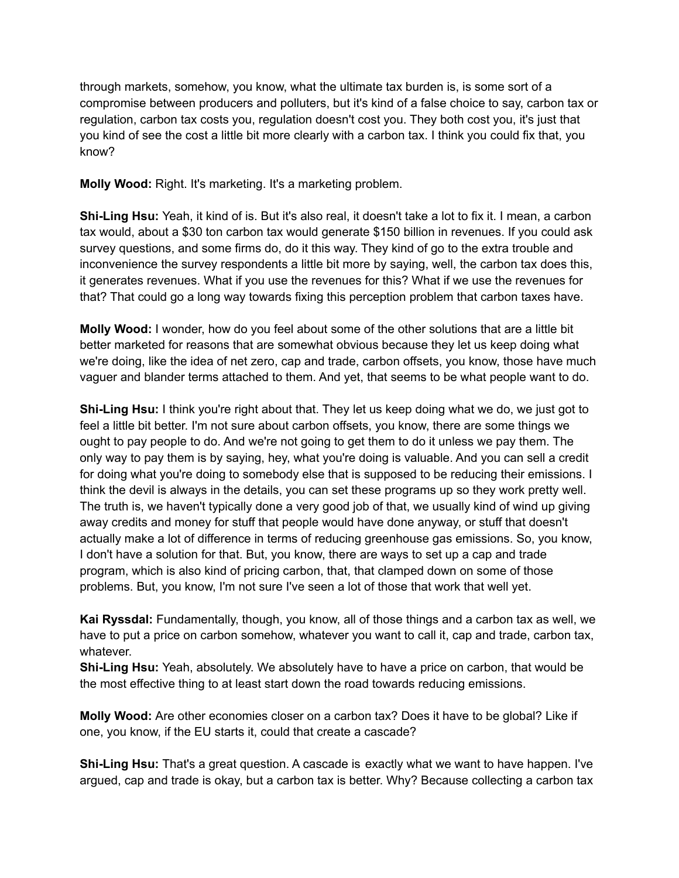through markets, somehow, you know, what the ultimate tax burden is, is some sort of a compromise between producers and polluters, but it's kind of a false choice to say, carbon tax or regulation, carbon tax costs you, regulation doesn't cost you. They both cost you, it's just that you kind of see the cost a little bit more clearly with a carbon tax. I think you could fix that, you know?

**Molly Wood:** Right. It's marketing. It's a marketing problem.

**Shi-Ling Hsu:** Yeah, it kind of is. But it's also real, it doesn't take a lot to fix it. I mean, a carbon tax would, about a $30 ton carbon tax would generate $150 billion in revenues. If you could ask survey questions, and some firms do, do it this way. They kind of go to the extra trouble and inconvenience the survey respondents a little bit more by saying, well, the carbon tax does this, it generates revenues. What if you use the revenues for this? What if we use the revenues for that? That could go a long way towards fixing this perception problem that carbon taxes have.

**Molly Wood:** I wonder, how do you feel about some of the other solutions that are a little bit better marketed for reasons that are somewhat obvious because they let us keep doing what we're doing, like the idea of net zero, cap and trade, carbon offsets, you know, those have much vaguer and blander terms attached to them. And yet, that seems to be what people want to do.

**Shi-Ling Hsu:** I think you're right about that. They let us keep doing what we do, we just got to feel a little bit better. I'm not sure about carbon offsets, you know, there are some things we ought to pay people to do. And we're not going to get them to do it unless we pay them. The only way to pay them is by saying, hey, what you're doing is valuable. And you can sell a credit for doing what you're doing to somebody else that is supposed to be reducing their emissions. I think the devil is always in the details, you can set these programs up so they work pretty well. The truth is, we haven't typically done a very good job of that, we usually kind of wind up giving away credits and money for stuff that people would have done anyway, or stuff that doesn't actually make a lot of difference in terms of reducing greenhouse gas emissions. So, you know, I don't have a solution for that. But, you know, there are ways to set up a cap and trade program, which is also kind of pricing carbon, that, that clamped down on some of those problems. But, you know, I'm not sure I've seen a lot of those that work that well yet.

**Kai Ryssdal:** Fundamentally, though, you know, all of those things and a carbon tax as well, we have to put a price on carbon somehow, whatever you want to call it, cap and trade, carbon tax, whatever.

**Shi-Ling Hsu:** Yeah, absolutely. We absolutely have to have a price on carbon, that would be the most effective thing to at least start down the road towards reducing emissions.

**Molly Wood:** Are other economies closer on a carbon tax? Does it have to be global? Like if one, you know, if the EU starts it, could that create a cascade?

**Shi-Ling Hsu:** That's a great question. A cascade is exactly what we want to have happen. I've argued, cap and trade is okay, but a carbon tax is better. Why? Because collecting a carbon tax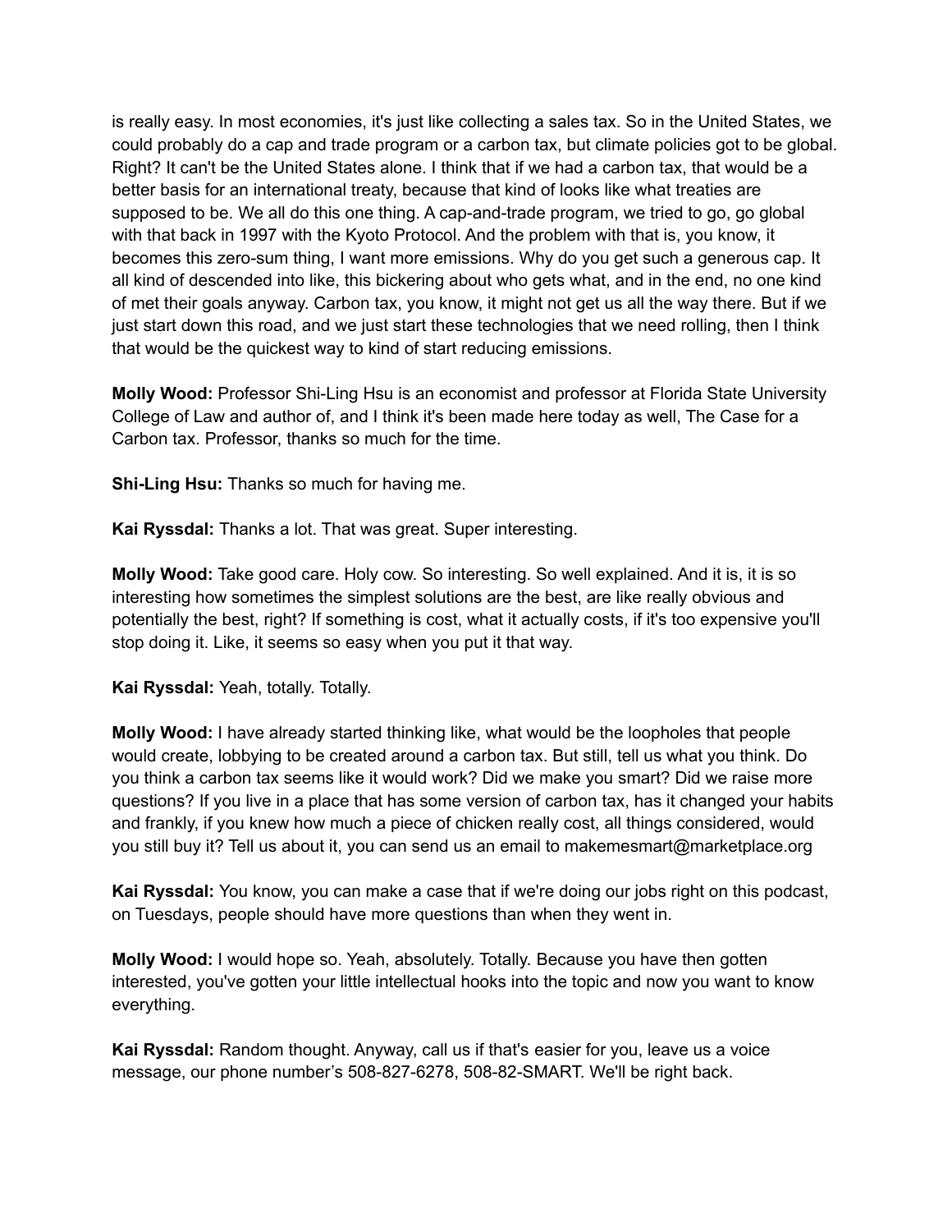is really easy. In most economies, it's just like collecting a sales tax. So in the United States, we could probably do a cap and trade program or a carbon tax, but climate policies got to be global. Right? It can't be the United States alone. I think that if we had a carbon tax, that would be a better basis for an international treaty, because that kind of looks like what treaties are supposed to be. We all do this one thing. A cap-and-trade program, we tried to go, go global with that back in 1997 with the Kyoto Protocol. And the problem with that is, you know, it becomes this zero-sum thing, I want more emissions. Why do you get such a generous cap. It all kind of descended into like, this bickering about who gets what, and in the end, no one kind of met their goals anyway. Carbon tax, you know, it might not get us all the way there. But if we just start down this road, and we just start these technologies that we need rolling, then I think that would be the quickest way to kind of start reducing emissions.

**Molly Wood:** Professor Shi-Ling Hsu is an economist and professor at Florida State University College of Law and author of, and I think it's been made here today as well, The Case for a Carbon tax. Professor, thanks so much for the time.

**Shi-Ling Hsu:** Thanks so much for having me.

**Kai Ryssdal:** Thanks a lot. That was great. Super interesting.

**Molly Wood:** Take good care. Holy cow. So interesting. So well explained. And it is, it is so interesting how sometimes the simplest solutions are the best, are like really obvious and potentially the best, right? If something is cost, what it actually costs, if it's too expensive you'll stop doing it. Like, it seems so easy when you put it that way.

**Kai Ryssdal:** Yeah, totally. Totally.

**Molly Wood:** I have already started thinking like, what would be the loopholes that people would create, lobbying to be created around a carbon tax. But still, tell us what you think. Do you think a carbon tax seems like it would work? Did we make you smart? Did we raise more questions? If you live in a place that has some version of carbon tax, has it changed your habits and frankly, if you knew how much a piece of chicken really cost, all things considered, would you still buy it? Tell us about it, you can send us an email to makemesmart@marketplace.org

**Kai Ryssdal:** You know, you can make a case that if we're doing our jobs right on this podcast, on Tuesdays, people should have more questions than when they went in.

**Molly Wood:** I would hope so. Yeah, absolutely. Totally. Because you have then gotten interested, you've gotten your little intellectual hooks into the topic and now you want to know everything.

**Kai Ryssdal:** Random thought. Anyway, call us if that's easier for you, leave us a voice message, our phone number's 508-827-6278, 508-82-SMART. We'll be right back.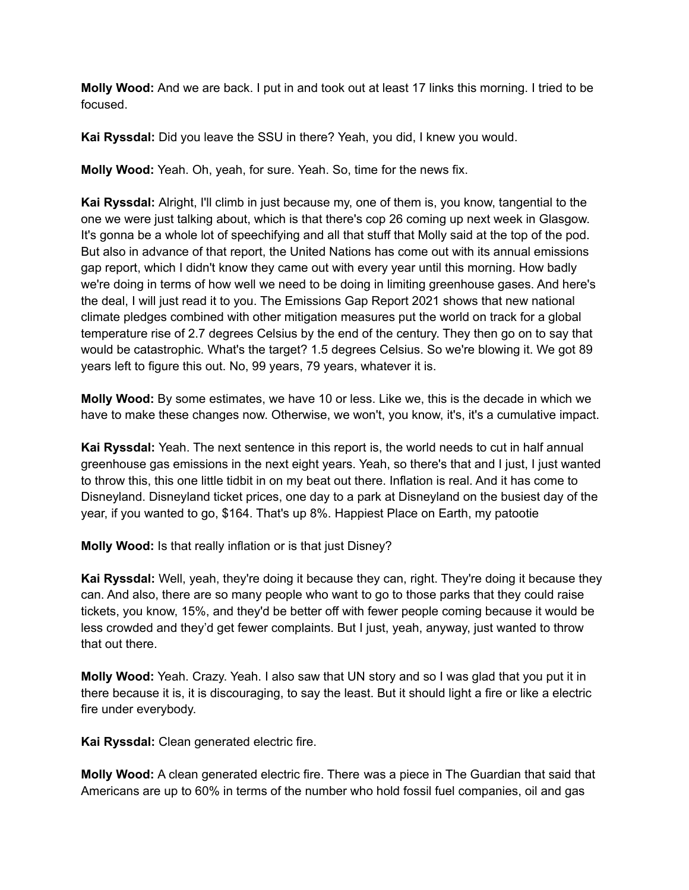**Molly Wood:** And we are back. I put in and took out at least 17 links this morning. I tried to be focused.

**Kai Ryssdal:** Did you leave the SSU in there? Yeah, you did, I knew you would.

**Molly Wood:** Yeah. Oh, yeah, for sure. Yeah. So, time for the news fix.

**Kai Ryssdal:** Alright, I'll climb in just because my, one of them is, you know, tangential to the one we were just talking about, which is that there's cop 26 coming up next week in Glasgow. It's gonna be a whole lot of speechifying and all that stuff that Molly said at the top of the pod. But also in advance of that report, the United Nations has come out with its annual emissions gap report, which I didn't know they came out with every year until this morning. How badly we're doing in terms of how well we need to be doing in limiting greenhouse gases. And here's the deal, I will just read it to you. The Emissions Gap Report 2021 shows that new national climate pledges combined with other mitigation measures put the world on track for a global temperature rise of 2.7 degrees Celsius by the end of the century. They then go on to say that would be catastrophic. What's the target? 1.5 degrees Celsius. So we're blowing it. We got 89 years left to figure this out. No, 99 years, 79 years, whatever it is.

**Molly Wood:** By some estimates, we have 10 or less. Like we, this is the decade in which we have to make these changes now. Otherwise, we won't, you know, it's, it's a cumulative impact.

**Kai Ryssdal:** Yeah. The next sentence in this report is, the world needs to cut in half annual greenhouse gas emissions in the next eight years. Yeah, so there's that and I just, I just wanted to throw this, this one little tidbit in on my beat out there. Inflation is real. And it has come to Disneyland. Disneyland ticket prices, one day to a park at Disneyland on the busiest day of the year, if you wanted to go, $164. That's up 8%. Happiest Place on Earth, my patootie

**Molly Wood:** Is that really inflation or is that just Disney?

**Kai Ryssdal:** Well, yeah, they're doing it because they can, right. They're doing it because they can. And also, there are so many people who want to go to those parks that they could raise tickets, you know, 15%, and they'd be better off with fewer people coming because it would be less crowded and they'd get fewer complaints. But I just, yeah, anyway, just wanted to throw that out there.

**Molly Wood:** Yeah. Crazy. Yeah. I also saw that UN story and so I was glad that you put it in there because it is, it is discouraging, to say the least. But it should light a fire or like a electric fire under everybody.

**Kai Ryssdal:** Clean generated electric fire.

**Molly Wood:** A clean generated electric fire. There was a piece in The Guardian that said that Americans are up to 60% in terms of the number who hold fossil fuel companies, oil and gas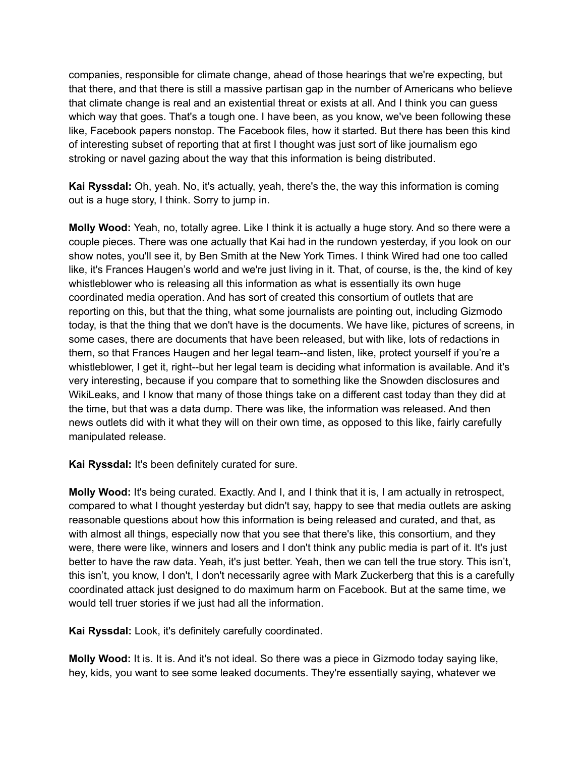companies, responsible for climate change, ahead of those hearings that we're expecting, but that there, and that there is still a massive partisan gap in the number of Americans who believe that climate change is real and an existential threat or exists at all. And I think you can guess which way that goes. That's a tough one. I have been, as you know, we've been following these like, Facebook papers nonstop. The Facebook files, how it started. But there has been this kind of interesting subset of reporting that at first I thought was just sort of like journalism ego stroking or navel gazing about the way that this information is being distributed.

**Kai Ryssdal:** Oh, yeah. No, it's actually, yeah, there's the, the way this information is coming out is a huge story, I think. Sorry to jump in.

**Molly Wood:** Yeah, no, totally agree. Like I think it is actually a huge story. And so there were a couple pieces. There was one actually that Kai had in the rundown yesterday, if you look on our show notes, you'll see it, by Ben Smith at the New York Times. I think Wired had one too called like, it's Frances Haugen's world and we're just living in it. That, of course, is the, the kind of key whistleblower who is releasing all this information as what is essentially its own huge coordinated media operation. And has sort of created this consortium of outlets that are reporting on this, but that the thing, what some journalists are pointing out, including Gizmodo today, is that the thing that we don't have is the documents. We have like, pictures of screens, in some cases, there are documents that have been released, but with like, lots of redactions in them, so that Frances Haugen and her legal team--and listen, like, protect yourself if you're a whistleblower, I get it, right--but her legal team is deciding what information is available. And it's very interesting, because if you compare that to something like the Snowden disclosures and WikiLeaks, and I know that many of those things take on a different cast today than they did at the time, but that was a data dump. There was like, the information was released. And then news outlets did with it what they will on their own time, as opposed to this like, fairly carefully manipulated release.

**Kai Ryssdal:** It's been definitely curated for sure.

**Molly Wood:** It's being curated. Exactly. And I, and I think that it is, I am actually in retrospect, compared to what I thought yesterday but didn't say, happy to see that media outlets are asking reasonable questions about how this information is being released and curated, and that, as with almost all things, especially now that you see that there's like, this consortium, and they were, there were like, winners and losers and I don't think any public media is part of it. It's just better to have the raw data. Yeah, it's just better. Yeah, then we can tell the true story. This isn't, this isn't, you know, I don't, I don't necessarily agree with Mark Zuckerberg that this is a carefully coordinated attack just designed to do maximum harm on Facebook. But at the same time, we would tell truer stories if we just had all the information.

**Kai Ryssdal:** Look, it's definitely carefully coordinated.

**Molly Wood:** It is. It is. And it's not ideal. So there was a piece in Gizmodo today saying like, hey, kids, you want to see some leaked documents. They're essentially saying, whatever we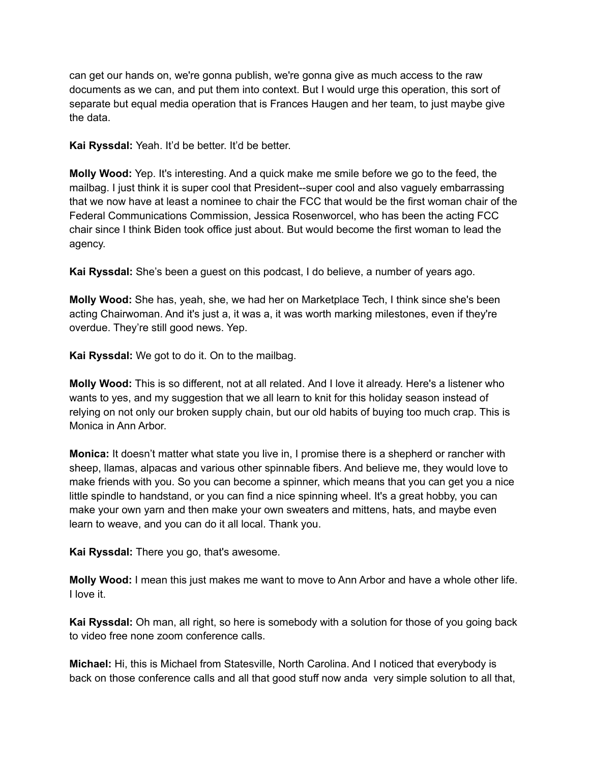can get our hands on, we're gonna publish, we're gonna give as much access to the raw documents as we can, and put them into context. But I would urge this operation, this sort of separate but equal media operation that is Frances Haugen and her team, to just maybe give the data.

**Kai Ryssdal:** Yeah. It'd be better. It'd be better.

**Molly Wood:** Yep. It's interesting. And a quick make me smile before we go to the feed, the mailbag. I just think it is super cool that President--super cool and also vaguely embarrassing that we now have at least a nominee to chair the FCC that would be the first woman chair of the Federal Communications Commission, Jessica Rosenworcel, who has been the acting FCC chair since I think Biden took office just about. But would become the first woman to lead the agency.

**Kai Ryssdal:** She's been a guest on this podcast, I do believe, a number of years ago.

**Molly Wood:** She has, yeah, she, we had her on Marketplace Tech, I think since she's been acting Chairwoman. And it's just a, it was a, it was worth marking milestones, even if they're overdue. They're still good news. Yep.

**Kai Ryssdal:** We got to do it. On to the mailbag.

**Molly Wood:** This is so different, not at all related. And I love it already. Here's a listener who wants to yes, and my suggestion that we all learn to knit for this holiday season instead of relying on not only our broken supply chain, but our old habits of buying too much crap. This is Monica in Ann Arbor.

**Monica:** It doesn't matter what state you live in, I promise there is a shepherd or rancher with sheep, llamas, alpacas and various other spinnable fibers. And believe me, they would love to make friends with you. So you can become a spinner, which means that you can get you a nice little spindle to handstand, or you can find a nice spinning wheel. It's a great hobby, you can make your own yarn and then make your own sweaters and mittens, hats, and maybe even learn to weave, and you can do it all local. Thank you.

**Kai Ryssdal:** There you go, that's awesome.

**Molly Wood:** I mean this just makes me want to move to Ann Arbor and have a whole other life. I love it.

**Kai Ryssdal:** Oh man, all right, so here is somebody with a solution for those of you going back to video free none zoom conference calls.

**Michael:** Hi, this is Michael from Statesville, North Carolina. And I noticed that everybody is back on those conference calls and all that good stuff now anda very simple solution to all that,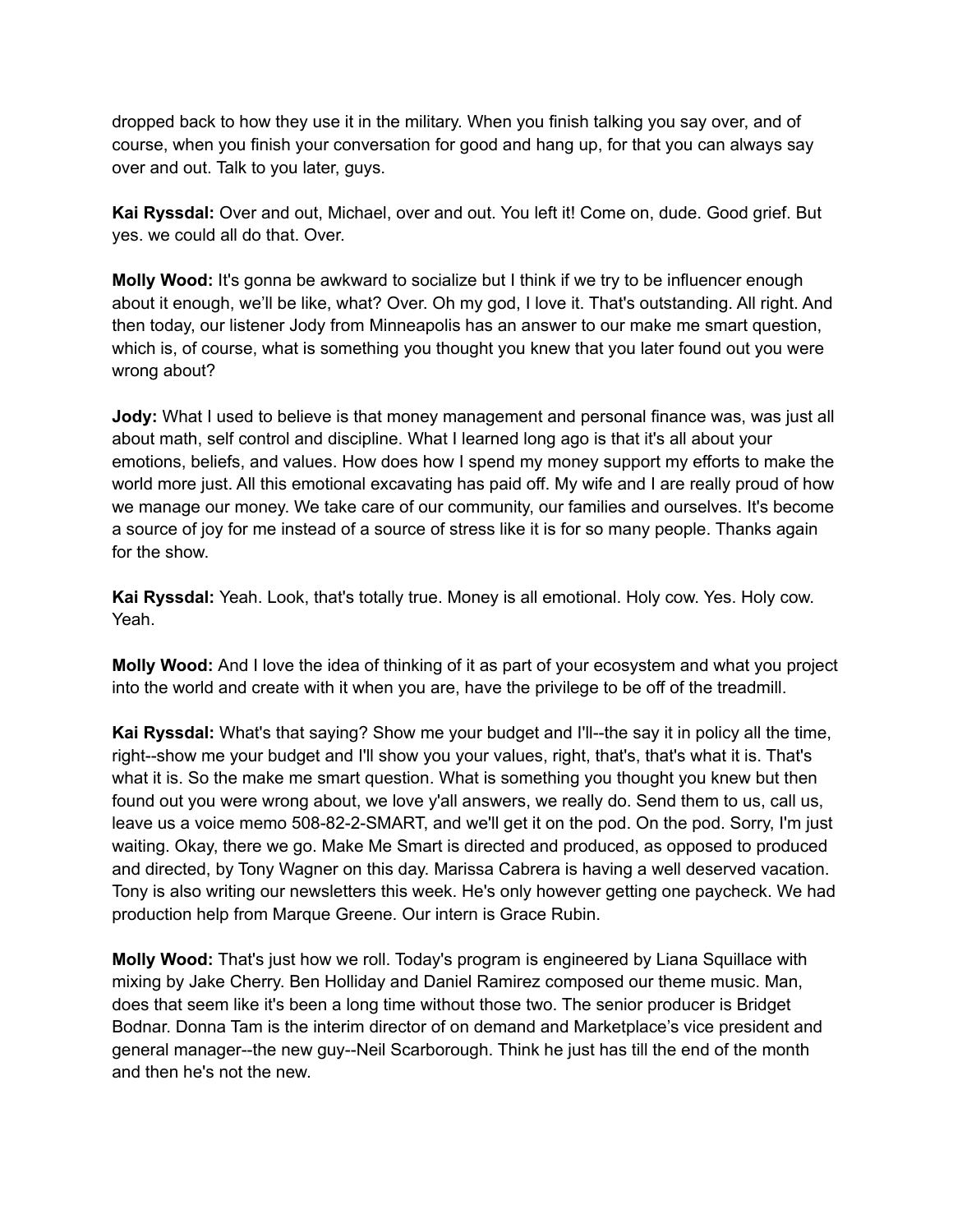dropped back to how they use it in the military. When you finish talking you say over, and of course, when you finish your conversation for good and hang up, for that you can always say over and out. Talk to you later, guys.

**Kai Ryssdal:** Over and out, Michael, over and out. You left it! Come on, dude. Good grief. But yes. we could all do that. Over.

**Molly Wood:** It's gonna be awkward to socialize but I think if we try to be influencer enough about it enough, we'll be like, what? Over. Oh my god, I love it. That's outstanding. All right. And then today, our listener Jody from Minneapolis has an answer to our make me smart question, which is, of course, what is something you thought you knew that you later found out you were wrong about?

**Jody:** What I used to believe is that money management and personal finance was, was just all about math, self control and discipline. What I learned long ago is that it's all about your emotions, beliefs, and values. How does how I spend my money support my efforts to make the world more just. All this emotional excavating has paid off. My wife and I are really proud of how we manage our money. We take care of our community, our families and ourselves. It's become a source of joy for me instead of a source of stress like it is for so many people. Thanks again for the show.

**Kai Ryssdal:** Yeah. Look, that's totally true. Money is all emotional. Holy cow. Yes. Holy cow. Yeah.

**Molly Wood:** And I love the idea of thinking of it as part of your ecosystem and what you project into the world and create with it when you are, have the privilege to be off of the treadmill.

**Kai Ryssdal:** What's that saying? Show me your budget and I'll--the say it in policy all the time, right--show me your budget and I'll show you your values, right, that's, that's what it is. That's what it is. So the make me smart question. What is something you thought you knew but then found out you were wrong about, we love y'all answers, we really do. Send them to us, call us, leave us a voice memo 508-82-2-SMART, and we'll get it on the pod. On the pod. Sorry, I'm just waiting. Okay, there we go. Make Me Smart is directed and produced, as opposed to produced and directed, by Tony Wagner on this day. Marissa Cabrera is having a well deserved vacation. Tony is also writing our newsletters this week. He's only however getting one paycheck. We had production help from Marque Greene. Our intern is Grace Rubin.

**Molly Wood:** That's just how we roll. Today's program is engineered by Liana Squillace with mixing by Jake Cherry. Ben Holliday and Daniel Ramirez composed our theme music. Man, does that seem like it's been a long time without those two. The senior producer is Bridget Bodnar. Donna Tam is the interim director of on demand and Marketplace's vice president and general manager--the new guy--Neil Scarborough. Think he just has till the end of the month and then he's not the new.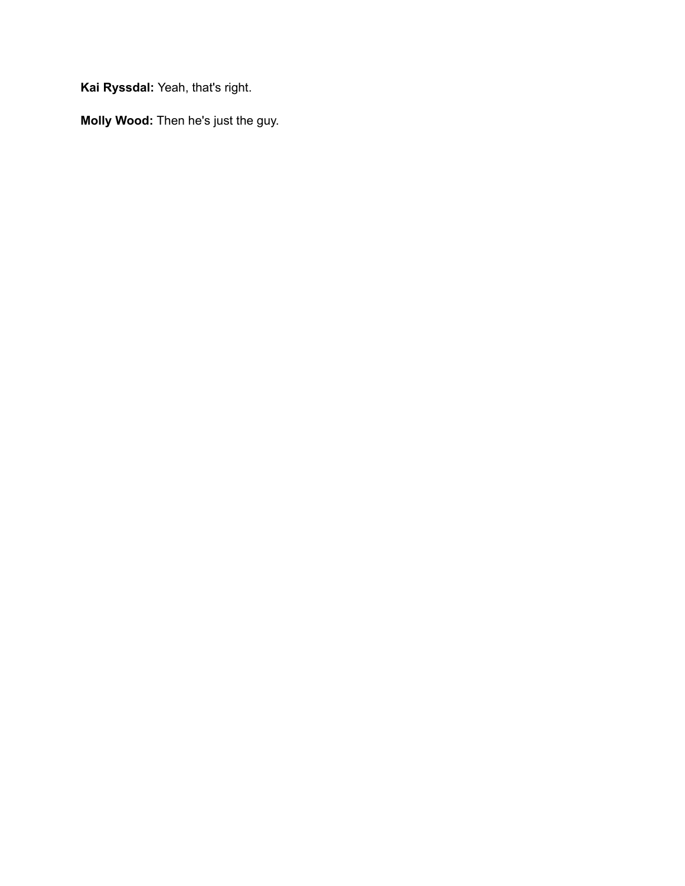**Kai Ryssdal:** Yeah, that's right.

**Molly Wood:** Then he's just the guy.